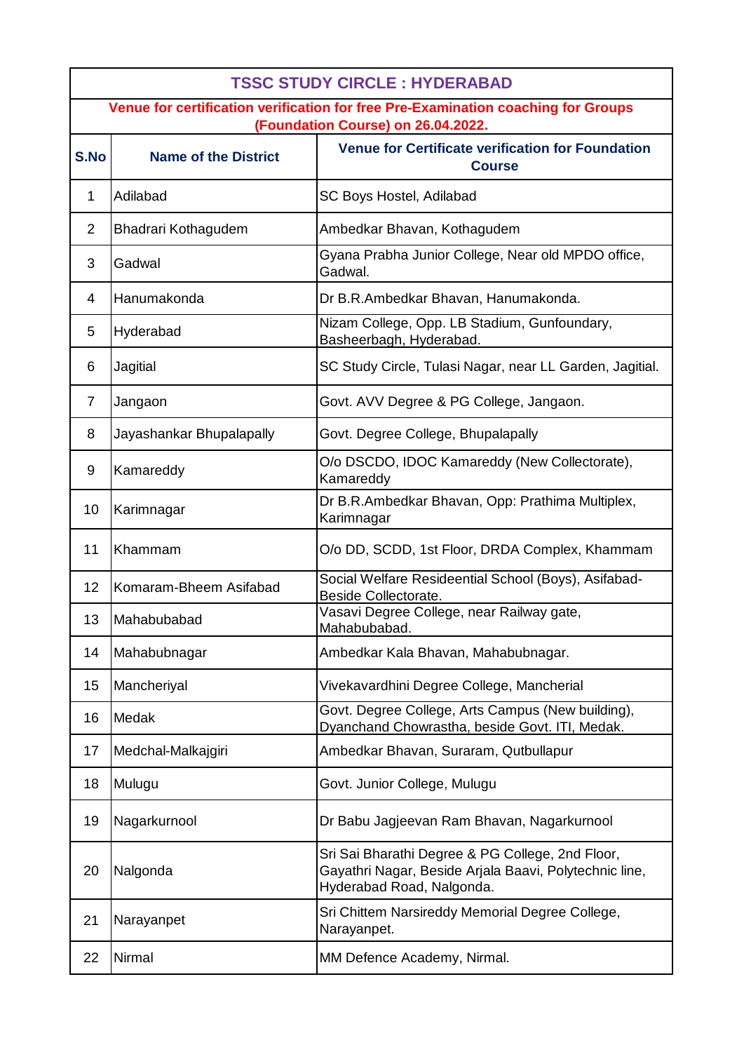# TSSC STUDY CIRCLE : HYDERABAD

## Venue for certification verification for free Pre-Examination coaching for Groups (Foundation Course) on 26.04.2022.

| S.No | Name of the District | Venue for Certificate verification for Foundation Course |
|---|---|---|
| 1 | Adilabad | SC Boys Hostel, Adilabad |
| 2 | Bhadrari Kothagudem | Ambedkar Bhavan, Kothagudem |
| 3 | Gadwal | Gyana Prabha Junior College, Near old MPDO office, Gadwal. |
| 4 | Hanumakonda | Dr B.R.Ambedkar Bhavan, Hanumakonda. |
| 5 | Hyderabad | Nizam College, Opp. LB Stadium, Gunfoundary, Basheerbagh, Hyderabad. |
| 6 | Jagitial | SC Study Circle, Tulasi Nagar, near LL Garden, Jagitial. |
| 7 | Jangaon | Govt. AVV Degree & PG College, Jangaon. |
| 8 | Jayashankar Bhupalapally | Govt. Degree College, Bhupalapally |
| 9 | Kamareddy | O/o DSCDO, IDOC Kamareddy (New Collectorate), Kamareddy |
| 10 | Karimnagar | Dr B.R.Ambedkar Bhavan, Opp: Prathima Multiplex, Karimnagar |
| 11 | Khammam | O/o DD, SCDD, 1st Floor, DRDA Complex, Khammam |
| 12 | Komaram-Bheem Asifabad | Social Welfare Resideential School (Boys), Asifabad-Beside Collectorate. |
| 13 | Mahabubabad | Vasavi Degree College, near Railway gate, Mahabubabad. |
| 14 | Mahabubnagar | Ambedkar Kala Bhavan, Mahabubnagar. |
| 15 | Mancheriyal | Vivekavardhini Degree College, Mancherial |
| 16 | Medak | Govt. Degree College, Arts Campus (New building), Dyanchand Chowrastha, beside Govt. ITI, Medak. |
| 17 | Medchal-Malkajgiri | Ambedkar Bhavan, Suraram, Qutbullapur |
| 18 | Mulugu | Govt. Junior College, Mulugu |
| 19 | Nagarkurnool | Dr Babu Jagjeevan Ram Bhavan, Nagarkurnool |
| 20 | Nalgonda | Sri Sai Bharathi Degree & PG College, 2nd Floor, Gayathri Nagar, Beside Arjala Baavi, Polytechnic line, Hyderabad Road, Nalgonda. |
| 21 | Narayanpet | Sri Chittem Narsireddy Memorial Degree College, Narayanpet. |
| 22 | Nirmal | MM Defence Academy, Nirmal. |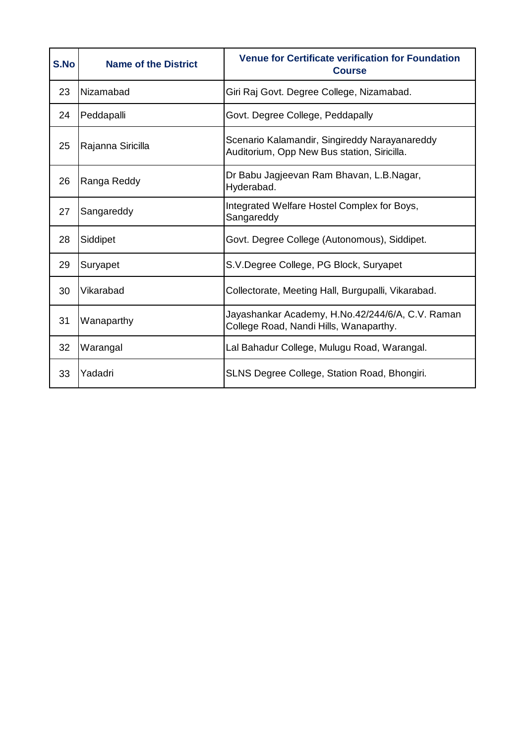| S.No | Name of the District | Venue for Certificate verification for Foundation Course |
|---|---|---|
| 23 | Nizamabad | Giri Raj Govt. Degree College, Nizamabad. |
| 24 | Peddapalli | Govt. Degree College, Peddapally |
| 25 | Rajanna Siricilla | Scenario Kalamandir, Singireddy Narayanareddy Auditorium, Opp New Bus station, Siricilla. |
| 26 | Ranga Reddy | Dr Babu Jagjeevan Ram Bhavan, L.B.Nagar, Hyderabad. |
| 27 | Sangareddy | Integrated Welfare Hostel Complex for Boys, Sangareddy |
| 28 | Siddipet | Govt. Degree College (Autonomous), Siddipet. |
| 29 | Suryapet | S.V.Degree College, PG Block, Suryapet |
| 30 | Vikarabad | Collectorate, Meeting Hall, Burgupalli, Vikarabad. |
| 31 | Wanaparthy | Jayashankar Academy, H.No.42/244/6/A, C.V. Raman College Road, Nandi Hills, Wanaparthy. |
| 32 | Warangal | Lal Bahadur College, Mulugu Road, Warangal. |
| 33 | Yadadri | SLNS Degree College, Station Road, Bhongiri. |